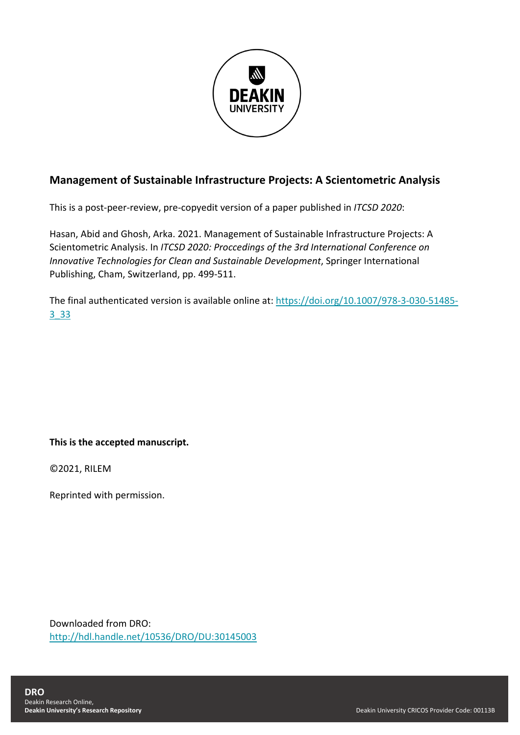## Management of Sustainable Infrastructure Projects: A Scientometric Analysis

This is a post-peer-review, pre-copyedit version of a paper published in *ITCSD 2020*:

Hasan, Abid and Ghosh, Arka. 2021. Management of Sustainable Infrastructure Projects: A Scientometric Analysis. In *ITCSD 2020: Proccedings of the 3rd International Conference on Innovative Technologies for Clean and Sustainable Development*, Springer International Publishing, Cham, Switzerland, pp. 499-511.

The final authenticated version is available online at: https://doi.org/10.1007/978-3-030-51485-3_33

**This is the accepted manuscript.**

©2021, RILEM

Reprinted with permission.

Downloaded from DRO:
http://hdl.handle.net/10536/DRO/DU:30145003

**DRO**
Deakin Research Online,
**Deakin University's Research Repository**

Deakin University CRICOS Provider Code: 00113B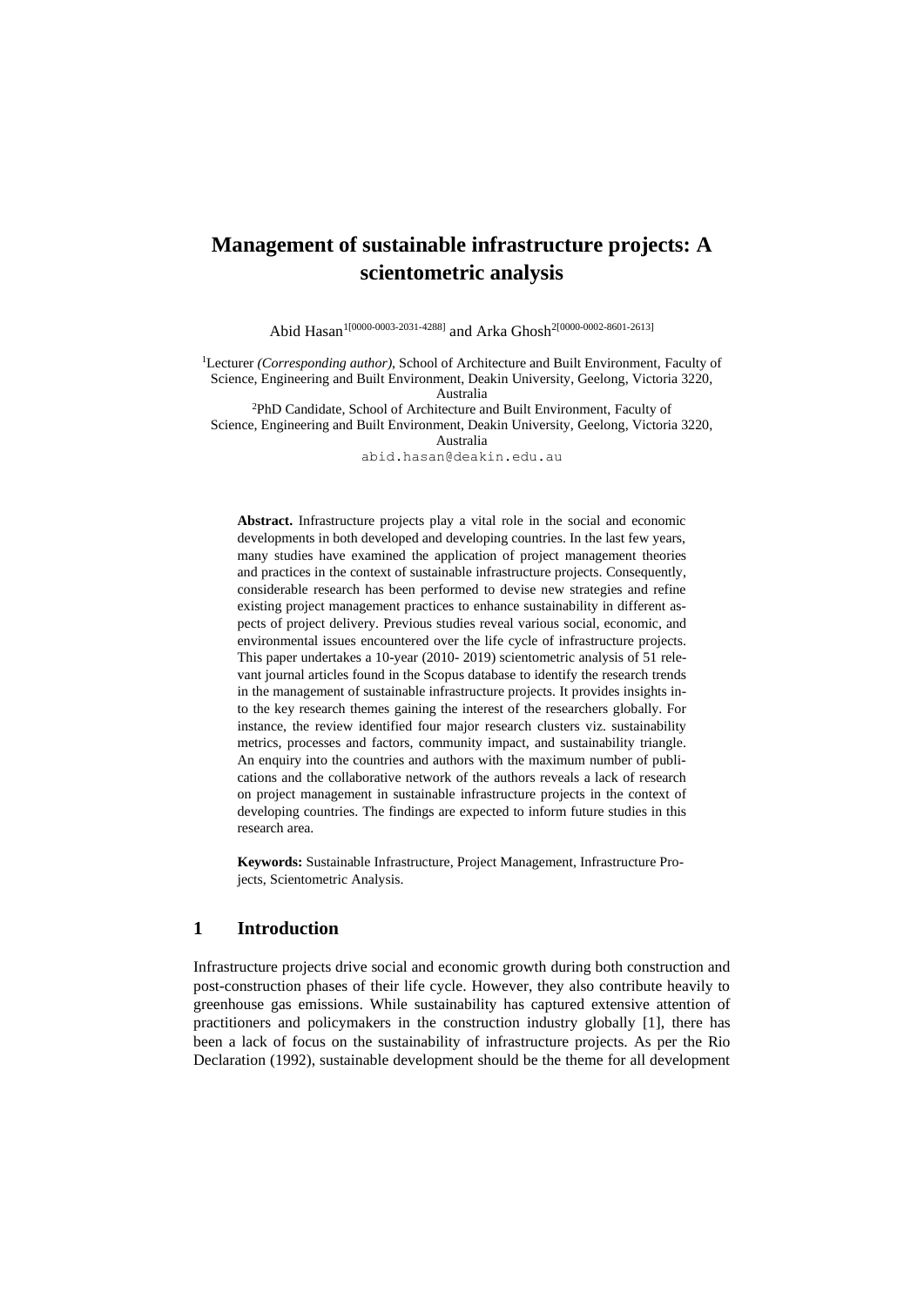# Management of sustainable infrastructure projects: A scientometric analysis

Abid Hasan[1[0000-0003-2031-4288]] and Arka Ghosh[2[0000-0002-8601-2613]]

[1]Lecturer *(Corresponding author)*, School of Architecture and Built Environment, Faculty of Science, Engineering and Built Environment, Deakin University, Geelong, Victoria 3220, Australia

[2]PhD Candidate, School of Architecture and Built Environment, Faculty of Science, Engineering and Built Environment, Deakin University, Geelong, Victoria 3220, Australia

abid.hasan@deakin.edu.au

**Abstract.** Infrastructure projects play a vital role in the social and economic developments in both developed and developing countries. In the last few years, many studies have examined the application of project management theories and practices in the context of sustainable infrastructure projects. Consequently, considerable research has been performed to devise new strategies and refine existing project management practices to enhance sustainability in different aspects of project delivery. Previous studies reveal various social, economic, and environmental issues encountered over the life cycle of infrastructure projects. This paper undertakes a 10-year (2010- 2019) scientometric analysis of 51 relevant journal articles found in the Scopus database to identify the research trends in the management of sustainable infrastructure projects. It provides insights into the key research themes gaining the interest of the researchers globally. For instance, the review identified four major research clusters viz. sustainability metrics, processes and factors, community impact, and sustainability triangle. An enquiry into the countries and authors with the maximum number of publications and the collaborative network of the authors reveals a lack of research on project management in sustainable infrastructure projects in the context of developing countries. The findings are expected to inform future studies in this research area.

**Keywords:** Sustainable Infrastructure, Project Management, Infrastructure Projects, Scientometric Analysis.

## 1 Introduction

Infrastructure projects drive social and economic growth during both construction and post-construction phases of their life cycle. However, they also contribute heavily to greenhouse gas emissions. While sustainability has captured extensive attention of practitioners and policymakers in the construction industry globally [1], there has been a lack of focus on the sustainability of infrastructure projects. As per the Rio Declaration (1992), sustainable development should be the theme for all development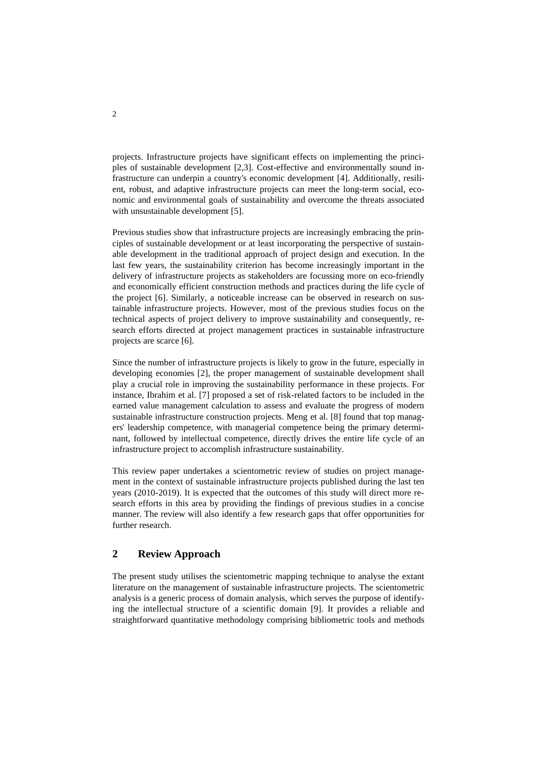projects. Infrastructure projects have significant effects on implementing the principles of sustainable development [2,3]. Cost-effective and environmentally sound infrastructure can underpin a country's economic development [4]. Additionally, resilient, robust, and adaptive infrastructure projects can meet the long-term social, economic and environmental goals of sustainability and overcome the threats associated with unsustainable development [5].

Previous studies show that infrastructure projects are increasingly embracing the principles of sustainable development or at least incorporating the perspective of sustainable development in the traditional approach of project design and execution. In the last few years, the sustainability criterion has become increasingly important in the delivery of infrastructure projects as stakeholders are focussing more on eco-friendly and economically efficient construction methods and practices during the life cycle of the project [6]. Similarly, a noticeable increase can be observed in research on sustainable infrastructure projects. However, most of the previous studies focus on the technical aspects of project delivery to improve sustainability and consequently, research efforts directed at project management practices in sustainable infrastructure projects are scarce [6].

Since the number of infrastructure projects is likely to grow in the future, especially in developing economies [2], the proper management of sustainable development shall play a crucial role in improving the sustainability performance in these projects. For instance, Ibrahim et al. [7] proposed a set of risk-related factors to be included in the earned value management calculation to assess and evaluate the progress of modern sustainable infrastructure construction projects. Meng et al. [8] found that top managers' leadership competence, with managerial competence being the primary determinant, followed by intellectual competence, directly drives the entire life cycle of an infrastructure project to accomplish infrastructure sustainability.

This review paper undertakes a scientometric review of studies on project management in the context of sustainable infrastructure projects published during the last ten years (2010-2019). It is expected that the outcomes of this study will direct more research efforts in this area by providing the findings of previous studies in a concise manner. The review will also identify a few research gaps that offer opportunities for further research.

## 2 Review Approach

The present study utilises the scientometric mapping technique to analyse the extant literature on the management of sustainable infrastructure projects. The scientometric analysis is a generic process of domain analysis, which serves the purpose of identifying the intellectual structure of a scientific domain [9]. It provides a reliable and straightforward quantitative methodology comprising bibliometric tools and methods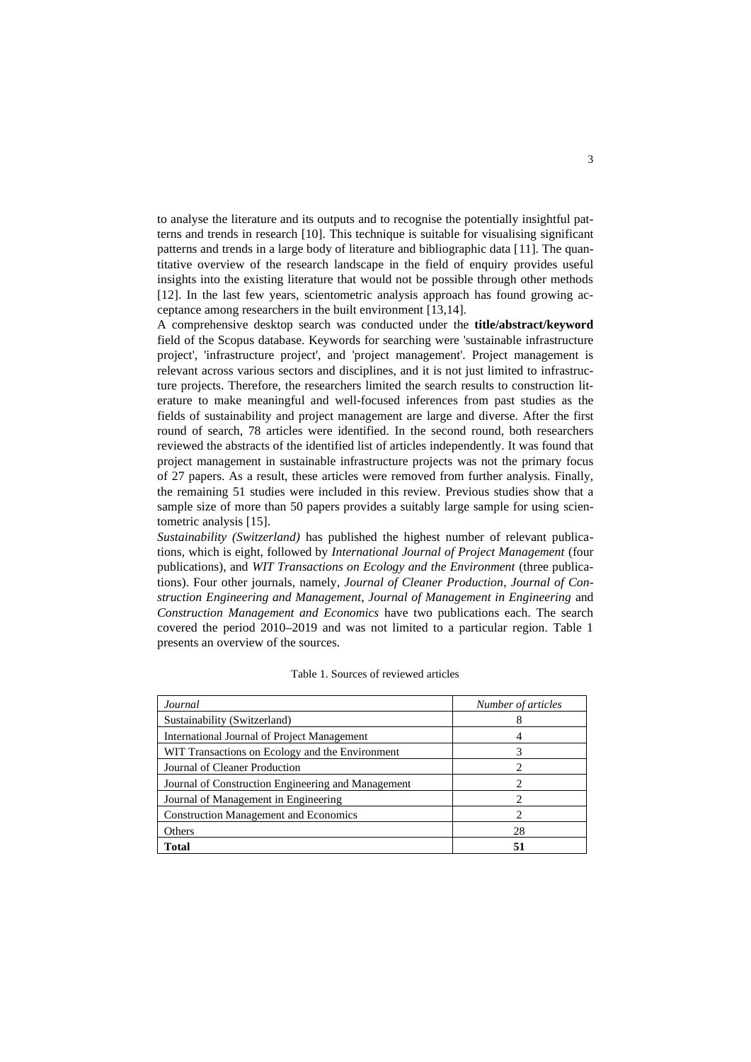to analyse the literature and its outputs and to recognise the potentially insightful patterns and trends in research [10]. This technique is suitable for visualising significant patterns and trends in a large body of literature and bibliographic data [11]. The quantitative overview of the research landscape in the field of enquiry provides useful insights into the existing literature that would not be possible through other methods [12]. In the last few years, scientometric analysis approach has found growing acceptance among researchers in the built environment [13,14].

A comprehensive desktop search was conducted under the **title/abstract/keyword** field of the Scopus database. Keywords for searching were 'sustainable infrastructure project', 'infrastructure project', and 'project management'. Project management is relevant across various sectors and disciplines, and it is not just limited to infrastructure projects. Therefore, the researchers limited the search results to construction literature to make meaningful and well-focused inferences from past studies as the fields of sustainability and project management are large and diverse. After the first round of search, 78 articles were identified. In the second round, both researchers reviewed the abstracts of the identified list of articles independently. It was found that project management in sustainable infrastructure projects was not the primary focus of 27 papers. As a result, these articles were removed from further analysis. Finally, the remaining 51 studies were included in this review. Previous studies show that a sample size of more than 50 papers provides a suitably large sample for using scientometric analysis [15].

*Sustainability (Switzerland)* has published the highest number of relevant publications, which is eight, followed by *International Journal of Project Management* (four publications), and *WIT Transactions on Ecology and the Environment* (three publications). Four other journals, namely, *Journal of Cleaner Production*, *Journal of Construction Engineering and Management*, *Journal of Management in Engineering* and *Construction Management and Economics* have two publications each. The search covered the period 2010–2019 and was not limited to a particular region. Table 1 presents an overview of the sources.

Table 1. Sources of reviewed articles

| *Journal* | *Number of articles* |
|---|---|
| Sustainability (Switzerland) | 8 |
| International Journal of Project Management | 4 |
| WIT Transactions on Ecology and the Environment | 3 |
| Journal of Cleaner Production | 2 |
| Journal of Construction Engineering and Management | 2 |
| Journal of Management in Engineering | 2 |
| Construction Management and Economics | 2 |
| Others | 28 |
| **Total** | **51** |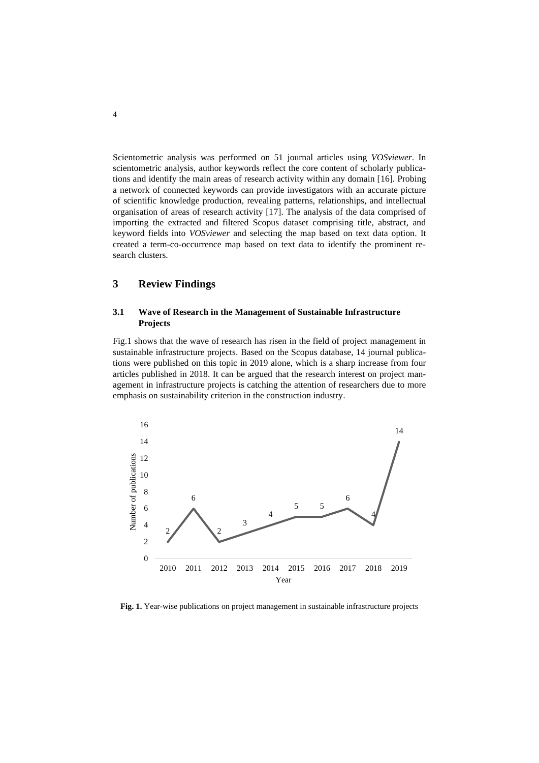Scientometric analysis was performed on 51 journal articles using *VOSviewer*. In scientometric analysis, author keywords reflect the core content of scholarly publications and identify the main areas of research activity within any domain [16]. Probing a network of connected keywords can provide investigators with an accurate picture of scientific knowledge production, revealing patterns, relationships, and intellectual organisation of areas of research activity [17]. The analysis of the data comprised of importing the extracted and filtered Scopus dataset comprising title, abstract, and keyword fields into *VOSviewer* and selecting the map based on text data option. It created a term-co-occurrence map based on text data to identify the prominent research clusters.

## 3 Review Findings

### 3.1 Wave of Research in the Management of Sustainable Infrastructure Projects

Fig.1 shows that the wave of research has risen in the field of project management in sustainable infrastructure projects. Based on the Scopus database, 14 journal publications were published on this topic in 2019 alone, which is a sharp increase from four articles published in 2018. It can be argued that the research interest on project management in infrastructure projects is catching the attention of researchers due to more emphasis on sustainability criterion in the construction industry.

| Year | Number of publications |
|---|---|
| 2010 | 2 |
| 2011 | 6 |
| 2012 | 2 |
| 2013 | 3 |
| 2014 | 4 |
| 2015 | 5 |
| 2016 | 5 |
| 2017 | 6 |
| 2018 | 4 |
| 2019 | 14 |

**Fig. 1.** Year-wise publications on project management in sustainable infrastructure projects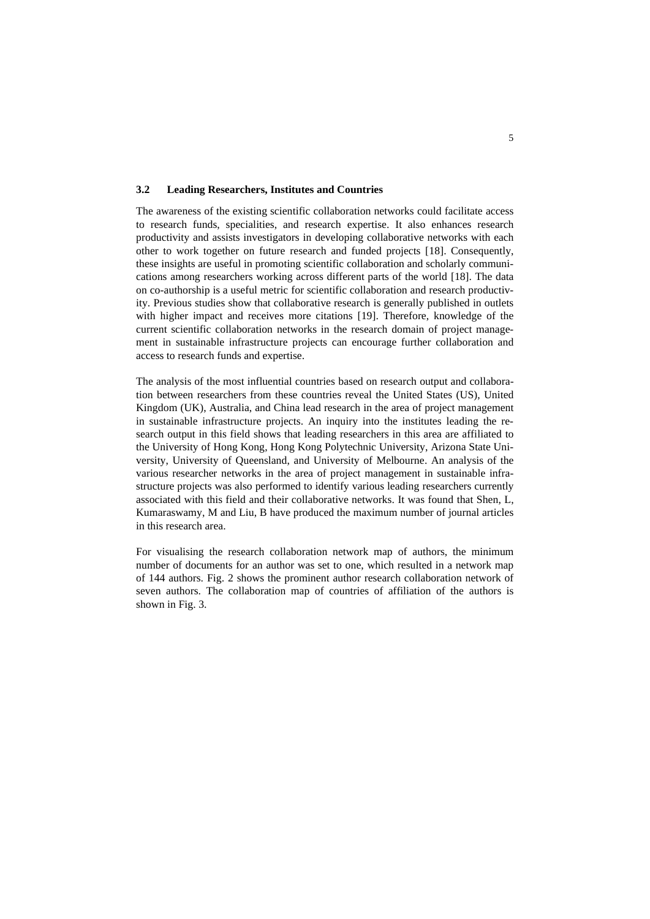### 3.2 Leading Researchers, Institutes and Countries

The awareness of the existing scientific collaboration networks could facilitate access to research funds, specialities, and research expertise. It also enhances research productivity and assists investigators in developing collaborative networks with each other to work together on future research and funded projects [18]. Consequently, these insights are useful in promoting scientific collaboration and scholarly communications among researchers working across different parts of the world [18]. The data on co-authorship is a useful metric for scientific collaboration and research productivity. Previous studies show that collaborative research is generally published in outlets with higher impact and receives more citations [19]. Therefore, knowledge of the current scientific collaboration networks in the research domain of project management in sustainable infrastructure projects can encourage further collaboration and access to research funds and expertise.

The analysis of the most influential countries based on research output and collaboration between researchers from these countries reveal the United States (US), United Kingdom (UK), Australia, and China lead research in the area of project management in sustainable infrastructure projects. An inquiry into the institutes leading the research output in this field shows that leading researchers in this area are affiliated to the University of Hong Kong, Hong Kong Polytechnic University, Arizona State University, University of Queensland, and University of Melbourne. An analysis of the various researcher networks in the area of project management in sustainable infrastructure projects was also performed to identify various leading researchers currently associated with this field and their collaborative networks. It was found that Shen, L, Kumaraswamy, M and Liu, B have produced the maximum number of journal articles in this research area.

For visualising the research collaboration network map of authors, the minimum number of documents for an author was set to one, which resulted in a network map of 144 authors. Fig. 2 shows the prominent author research collaboration network of seven authors. The collaboration map of countries of affiliation of the authors is shown in Fig. 3.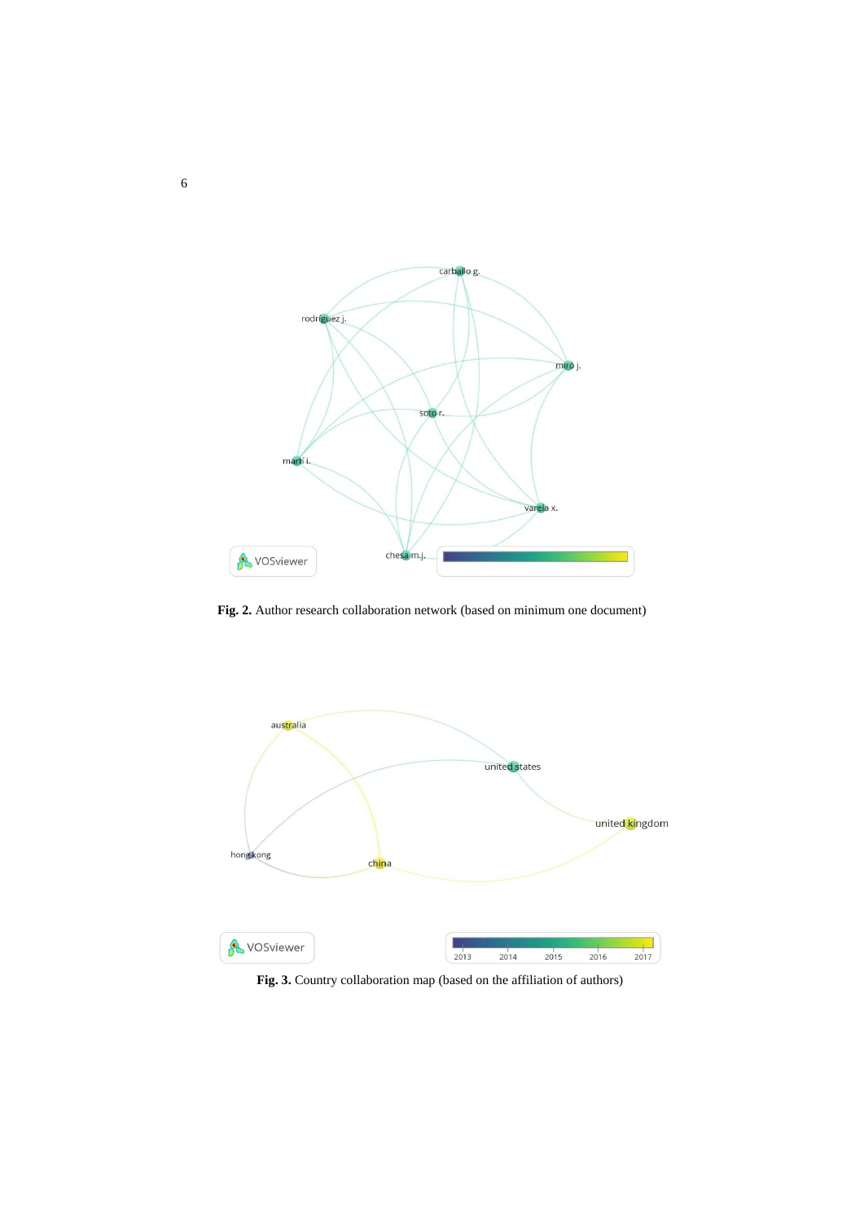**Fig. 2.** Author research collaboration network (based on minimum one document)

**Fig. 3.** Country collaboration map (based on the affiliation of authors)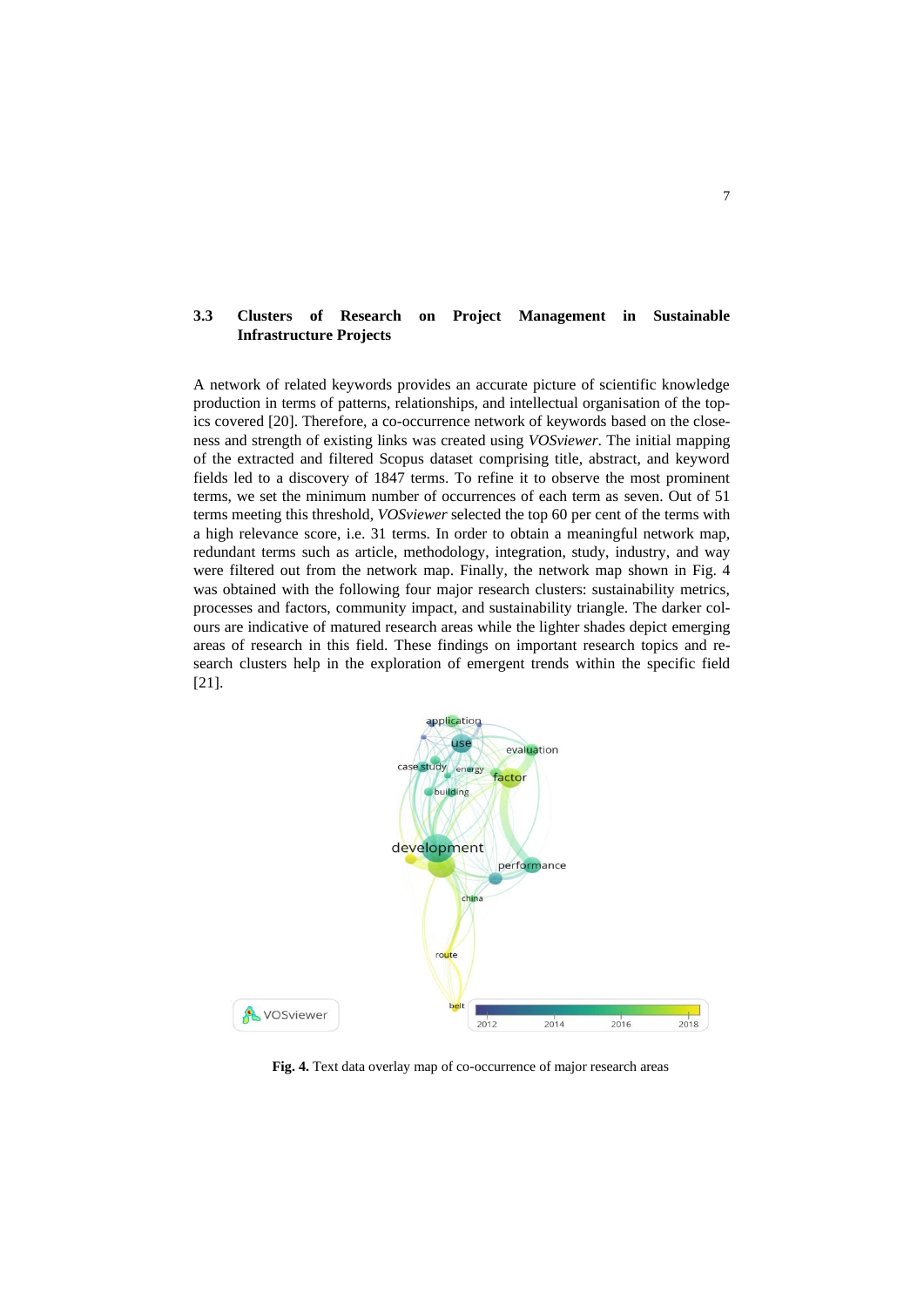### 3.3 Clusters of Research on Project Management in Sustainable Infrastructure Projects

A network of related keywords provides an accurate picture of scientific knowledge production in terms of patterns, relationships, and intellectual organisation of the topics covered [20]. Therefore, a co-occurrence network of keywords based on the closeness and strength of existing links was created using *VOSviewer*. The initial mapping of the extracted and filtered Scopus dataset comprising title, abstract, and keyword fields led to a discovery of 1847 terms. To refine it to observe the most prominent terms, we set the minimum number of occurrences of each term as seven. Out of 51 terms meeting this threshold, *VOSviewer* selected the top 60 per cent of the terms with a high relevance score, i.e. 31 terms. In order to obtain a meaningful network map, redundant terms such as article, methodology, integration, study, industry, and way were filtered out from the network map. Finally, the network map shown in Fig. 4 was obtained with the following four major research clusters: sustainability metrics, processes and factors, community impact, and sustainability triangle. The darker colours are indicative of matured research areas while the lighter shades depict emerging areas of research in this field. These findings on important research topics and research clusters help in the exploration of emergent trends within the specific field [21].

**Fig. 4.** Text data overlay map of co-occurrence of major research areas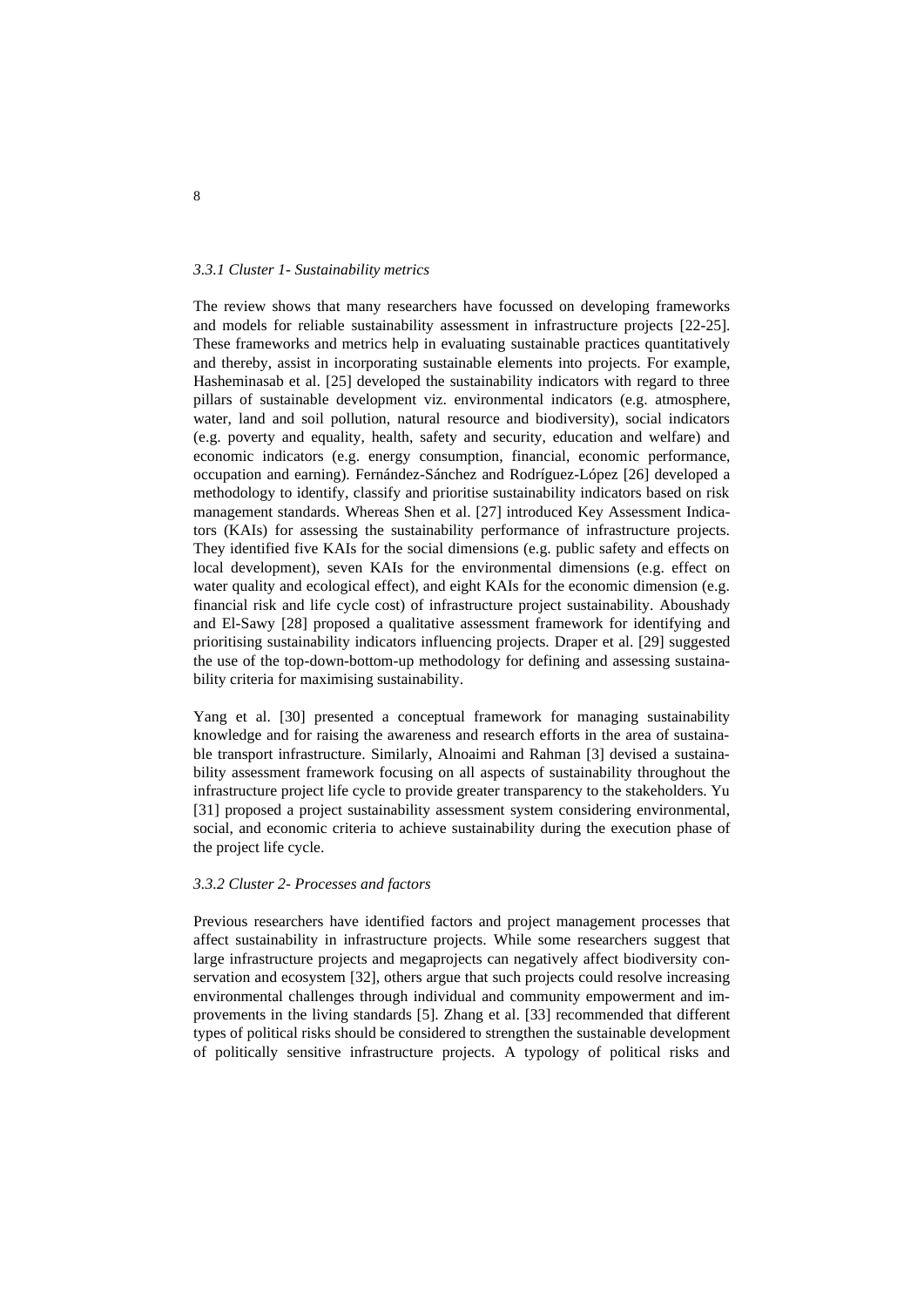### *3.3.1 Cluster 1- Sustainability metrics*

The review shows that many researchers have focussed on developing frameworks and models for reliable sustainability assessment in infrastructure projects [22-25]. These frameworks and metrics help in evaluating sustainable practices quantitatively and thereby, assist in incorporating sustainable elements into projects. For example, Hasheminasab et al. [25] developed the sustainability indicators with regard to three pillars of sustainable development viz. environmental indicators (e.g. atmosphere, water, land and soil pollution, natural resource and biodiversity), social indicators (e.g. poverty and equality, health, safety and security, education and welfare) and economic indicators (e.g. energy consumption, financial, economic performance, occupation and earning). Fernández-Sánchez and Rodríguez-López [26] developed a methodology to identify, classify and prioritise sustainability indicators based on risk management standards. Whereas Shen et al. [27] introduced Key Assessment Indicators (KAIs) for assessing the sustainability performance of infrastructure projects. They identified five KAIs for the social dimensions (e.g. public safety and effects on local development), seven KAIs for the environmental dimensions (e.g. effect on water quality and ecological effect), and eight KAIs for the economic dimension (e.g. financial risk and life cycle cost) of infrastructure project sustainability. Aboushady and El-Sawy [28] proposed a qualitative assessment framework for identifying and prioritising sustainability indicators influencing projects. Draper et al. [29] suggested the use of the top-down-bottom-up methodology for defining and assessing sustainability criteria for maximising sustainability.

Yang et al. [30] presented a conceptual framework for managing sustainability knowledge and for raising the awareness and research efforts in the area of sustainable transport infrastructure. Similarly, Alnoaimi and Rahman [3] devised a sustainability assessment framework focusing on all aspects of sustainability throughout the infrastructure project life cycle to provide greater transparency to the stakeholders. Yu [31] proposed a project sustainability assessment system considering environmental, social, and economic criteria to achieve sustainability during the execution phase of the project life cycle.

### *3.3.2 Cluster 2- Processes and factors*

Previous researchers have identified factors and project management processes that affect sustainability in infrastructure projects. While some researchers suggest that large infrastructure projects and megaprojects can negatively affect biodiversity conservation and ecosystem [32], others argue that such projects could resolve increasing environmental challenges through individual and community empowerment and improvements in the living standards [5]. Zhang et al. [33] recommended that different types of political risks should be considered to strengthen the sustainable development of politically sensitive infrastructure projects. A typology of political risks and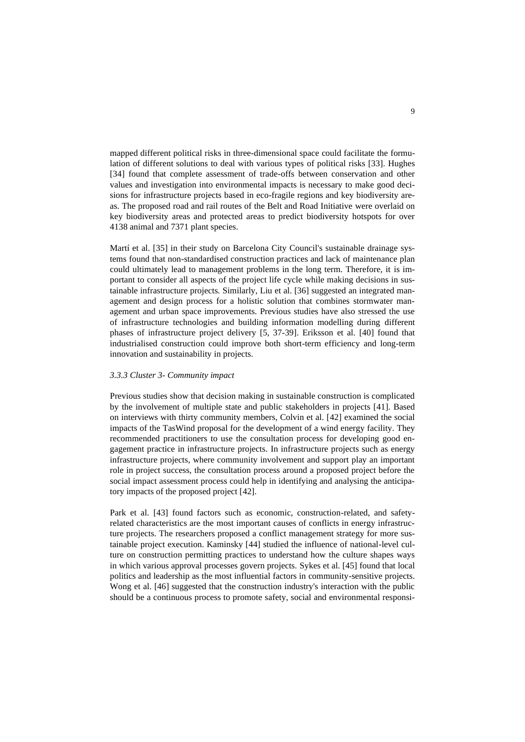mapped different political risks in three-dimensional space could facilitate the formulation of different solutions to deal with various types of political risks [33]. Hughes [34] found that complete assessment of trade-offs between conservation and other values and investigation into environmental impacts is necessary to make good decisions for infrastructure projects based in eco-fragile regions and key biodiversity areas. The proposed road and rail routes of the Belt and Road Initiative were overlaid on key biodiversity areas and protected areas to predict biodiversity hotspots for over 4138 animal and 7371 plant species.

Martí et al. [35] in their study on Barcelona City Council's sustainable drainage systems found that non-standardised construction practices and lack of maintenance plan could ultimately lead to management problems in the long term. Therefore, it is important to consider all aspects of the project life cycle while making decisions in sustainable infrastructure projects. Similarly, Liu et al. [36] suggested an integrated management and design process for a holistic solution that combines stormwater management and urban space improvements. Previous studies have also stressed the use of infrastructure technologies and building information modelling during different phases of infrastructure project delivery [5, 37-39]. Eriksson et al. [40] found that industrialised construction could improve both short-term efficiency and long-term innovation and sustainability in projects.

#### *3.3.3 Cluster 3- Community impact*

Previous studies show that decision making in sustainable construction is complicated by the involvement of multiple state and public stakeholders in projects [41]. Based on interviews with thirty community members, Colvin et al. [42] examined the social impacts of the TasWind proposal for the development of a wind energy facility. They recommended practitioners to use the consultation process for developing good engagement practice in infrastructure projects. In infrastructure projects such as energy infrastructure projects, where community involvement and support play an important role in project success, the consultation process around a proposed project before the social impact assessment process could help in identifying and analysing the anticipatory impacts of the proposed project [42].

Park et al. [43] found factors such as economic, construction-related, and safety-related characteristics are the most important causes of conflicts in energy infrastructure projects. The researchers proposed a conflict management strategy for more sustainable project execution. Kaminsky [44] studied the influence of national-level culture on construction permitting practices to understand how the culture shapes ways in which various approval processes govern projects. Sykes et al. [45] found that local politics and leadership as the most influential factors in community-sensitive projects. Wong et al. [46] suggested that the construction industry's interaction with the public should be a continuous process to promote safety, social and environmental responsi-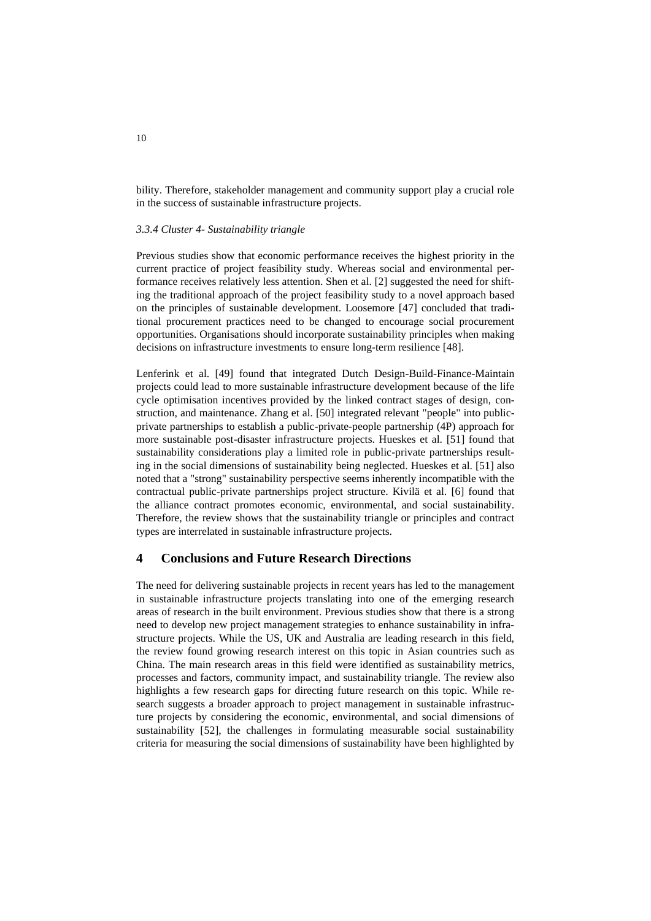bility. Therefore, stakeholder management and community support play a crucial role in the success of sustainable infrastructure projects.

### *3.3.4 Cluster 4- Sustainability triangle*

Previous studies show that economic performance receives the highest priority in the current practice of project feasibility study. Whereas social and environmental performance receives relatively less attention. Shen et al. [2] suggested the need for shifting the traditional approach of the project feasibility study to a novel approach based on the principles of sustainable development. Loosemore [47] concluded that traditional procurement practices need to be changed to encourage social procurement opportunities. Organisations should incorporate sustainability principles when making decisions on infrastructure investments to ensure long-term resilience [48].

Lenferink et al. [49] found that integrated Dutch Design-Build-Finance-Maintain projects could lead to more sustainable infrastructure development because of the life cycle optimisation incentives provided by the linked contract stages of design, construction, and maintenance. Zhang et al. [50] integrated relevant "people" into public-private partnerships to establish a public-private-people partnership (4P) approach for more sustainable post-disaster infrastructure projects. Hueskes et al. [51] found that sustainability considerations play a limited role in public-private partnerships resulting in the social dimensions of sustainability being neglected. Hueskes et al. [51] also noted that a "strong" sustainability perspective seems inherently incompatible with the contractual public-private partnerships project structure. Kivilä et al. [6] found that the alliance contract promotes economic, environmental, and social sustainability. Therefore, the review shows that the sustainability triangle or principles and contract types are interrelated in sustainable infrastructure projects.

## 4 Conclusions and Future Research Directions

The need for delivering sustainable projects in recent years has led to the management in sustainable infrastructure projects translating into one of the emerging research areas of research in the built environment. Previous studies show that there is a strong need to develop new project management strategies to enhance sustainability in infrastructure projects. While the US, UK and Australia are leading research in this field, the review found growing research interest on this topic in Asian countries such as China. The main research areas in this field were identified as sustainability metrics, processes and factors, community impact, and sustainability triangle. The review also highlights a few research gaps for directing future research on this topic. While research suggests a broader approach to project management in sustainable infrastructure projects by considering the economic, environmental, and social dimensions of sustainability [52], the challenges in formulating measurable social sustainability criteria for measuring the social dimensions of sustainability have been highlighted by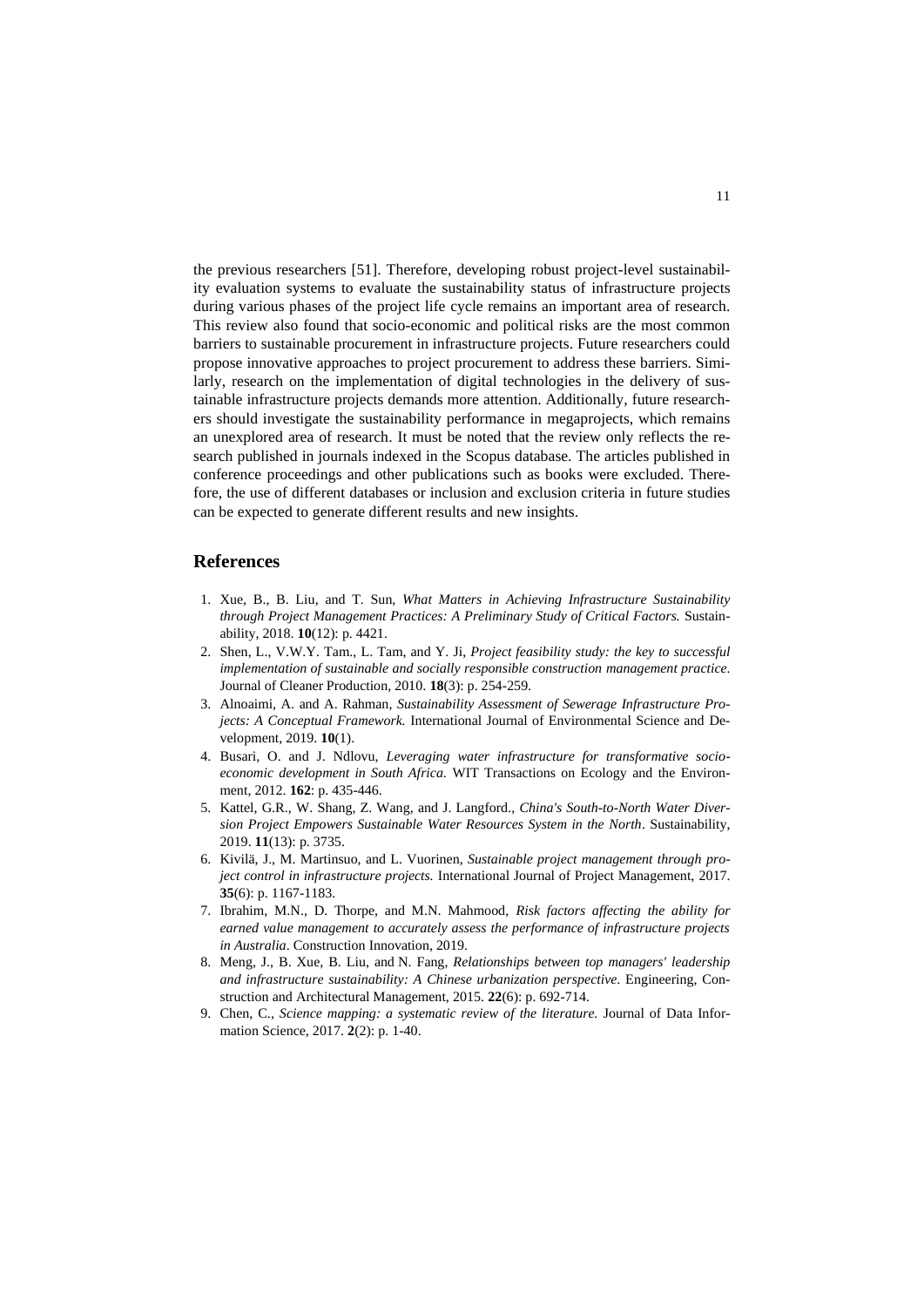the previous researchers [51]. Therefore, developing robust project-level sustainability evaluation systems to evaluate the sustainability status of infrastructure projects during various phases of the project life cycle remains an important area of research. This review also found that socio-economic and political risks are the most common barriers to sustainable procurement in infrastructure projects. Future researchers could propose innovative approaches to project procurement to address these barriers. Similarly, research on the implementation of digital technologies in the delivery of sustainable infrastructure projects demands more attention. Additionally, future researchers should investigate the sustainability performance in megaprojects, which remains an unexplored area of research. It must be noted that the review only reflects the research published in journals indexed in the Scopus database. The articles published in conference proceedings and other publications such as books were excluded. Therefore, the use of different databases or inclusion and exclusion criteria in future studies can be expected to generate different results and new insights.

## References

1. Xue, B., B. Liu, and T. Sun, *What Matters in Achieving Infrastructure Sustainability through Project Management Practices: A Preliminary Study of Critical Factors.* Sustainability, 2018. **10**(12): p. 4421.
2. Shen, L., V.W.Y. Tam., L. Tam, and Y. Ji, *Project feasibility study: the key to successful implementation of sustainable and socially responsible construction management practice*. Journal of Cleaner Production, 2010. **18**(3): p. 254-259.
3. Alnoaimi, A. and A. Rahman, *Sustainability Assessment of Sewerage Infrastructure Projects: A Conceptual Framework.* International Journal of Environmental Science and Development, 2019. **10**(1).
4. Busari, O. and J. Ndlovu, *Leveraging water infrastructure for transformative socio-economic development in South Africa.* WIT Transactions on Ecology and the Environment, 2012. **162**: p. 435-446.
5. Kattel, G.R., W. Shang, Z. Wang, and J. Langford., *China's South-to-North Water Diversion Project Empowers Sustainable Water Resources System in the North*. Sustainability, 2019. **11**(13): p. 3735.
6. Kivilä, J., M. Martinsuo, and L. Vuorinen, *Sustainable project management through project control in infrastructure projects.* International Journal of Project Management, 2017. **35**(6): p. 1167-1183.
7. Ibrahim, M.N., D. Thorpe, and M.N. Mahmood, *Risk factors affecting the ability for earned value management to accurately assess the performance of infrastructure projects in Australia*. Construction Innovation, 2019.
8. Meng, J., B. Xue, B. Liu, and N. Fang, *Relationships between top managers' leadership and infrastructure sustainability: A Chinese urbanization perspective*. Engineering, Construction and Architectural Management, 2015. **22**(6): p. 692-714.
9. Chen, C., *Science mapping: a systematic review of the literature.* Journal of Data Information Science, 2017. **2**(2): p. 1-40.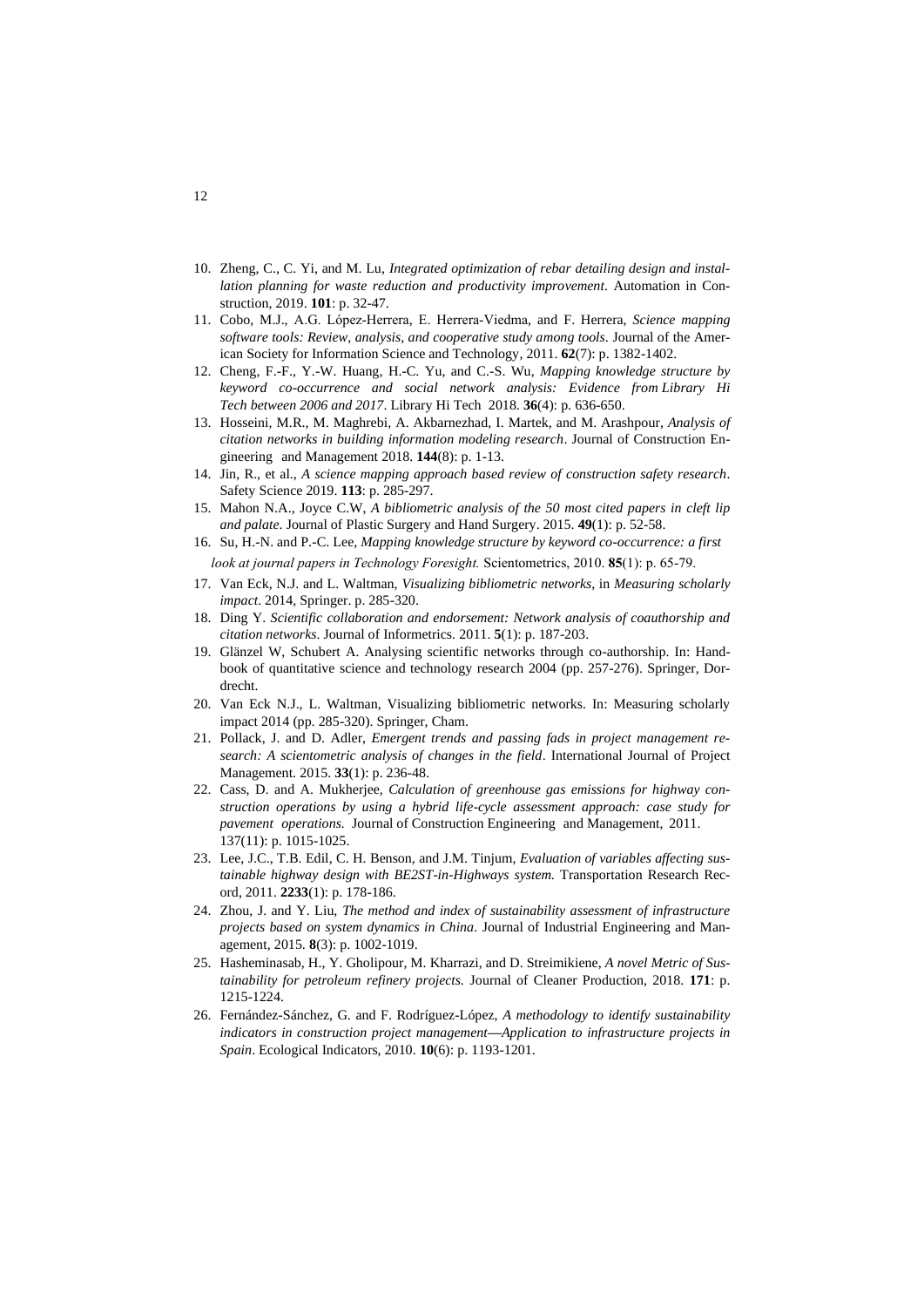10. Zheng, C., C. Yi, and M. Lu, *Integrated optimization of rebar detailing design and installation planning for waste reduction and productivity improvement*. Automation in Construction, 2019. **101**: p. 32-47.
11. Cobo, M.J., A.G. López-Herrera, E. Herrera-Viedma, and F. Herrera, *Science mapping software tools: Review, analysis, and cooperative study among tools*. Journal of the American Society for Information Science and Technology, 2011. **62**(7): p. 1382-1402.
12. Cheng, F.-F., Y.-W. Huang, H.-C. Yu, and C.-S. Wu, *Mapping knowledge structure by keyword co-occurrence and social network analysis: Evidence from Library Hi Tech between 2006 and 2017*. Library Hi Tech 2018. **36**(4): p. 636-650.
13. Hosseini, M.R., M. Maghrebi, A. Akbarnezhad, I. Martek, and M. Arashpour, *Analysis of citation networks in building information modeling research*. Journal of Construction Engineering and Management 2018. **144**(8): p. 1-13.
14. Jin, R., et al., *A science mapping approach based review of construction safety research*. Safety Science 2019. **113**: p. 285-297.
15. Mahon N.A., Joyce C.W, *A bibliometric analysis of the 50 most cited papers in cleft lip and palate*. Journal of Plastic Surgery and Hand Surgery. 2015. **49**(1): p. 52-58.
16. Su, H.-N. and P.-C. Lee, *Mapping knowledge structure by keyword co-occurrence: a first look at journal papers in Technology Foresight.* Scientometrics, 2010. **85**(1): p. 65-79.
17. Van Eck, N.J. and L. Waltman, *Visualizing bibliometric networks*, in *Measuring scholarly impact*. 2014, Springer. p. 285-320.
18. Ding Y. *Scientific collaboration and endorsement: Network analysis of coauthorship and citation networks*. Journal of Informetrics. 2011. **5**(1): p. 187-203.
19. Glänzel W, Schubert A. Analysing scientific networks through co-authorship. In: Handbook of quantitative science and technology research 2004 (pp. 257-276). Springer, Dordrecht.
20. Van Eck N.J., L. Waltman, Visualizing bibliometric networks. In: Measuring scholarly impact 2014 (pp. 285-320). Springer, Cham.
21. Pollack, J. and D. Adler, *Emergent trends and passing fads in project management research: A scientometric analysis of changes in the field*. International Journal of Project Management. 2015. **33**(1): p. 236-48.
22. Cass, D. and A. Mukherjee, *Calculation of greenhouse gas emissions for highway construction operations by using a hybrid life-cycle assessment approach: case study for pavement operations.* Journal of Construction Engineering and Management, 2011. 137(11): p. 1015-1025.
23. Lee, J.C., T.B. Edil, C. H. Benson, and J.M. Tinjum, *Evaluation of variables affecting sustainable highway design with BE2ST-in-Highways system.* Transportation Research Record, 2011. **2233**(1): p. 178-186.
24. Zhou, J. and Y. Liu, *The method and index of sustainability assessment of infrastructure projects based on system dynamics in China*. Journal of Industrial Engineering and Management, 2015. **8**(3): p. 1002-1019.
25. Hasheminasab, H., Y. Gholipour, M. Kharrazi, and D. Streimikiene, *A novel Metric of Sustainability for petroleum refinery projects.* Journal of Cleaner Production, 2018. **171**: p. 1215-1224.
26. Fernández-Sánchez, G. and F. Rodríguez-López, *A methodology to identify sustainability indicators in construction project management—Application to infrastructure projects in Spain*. Ecological Indicators, 2010. **10**(6): p. 1193-1201.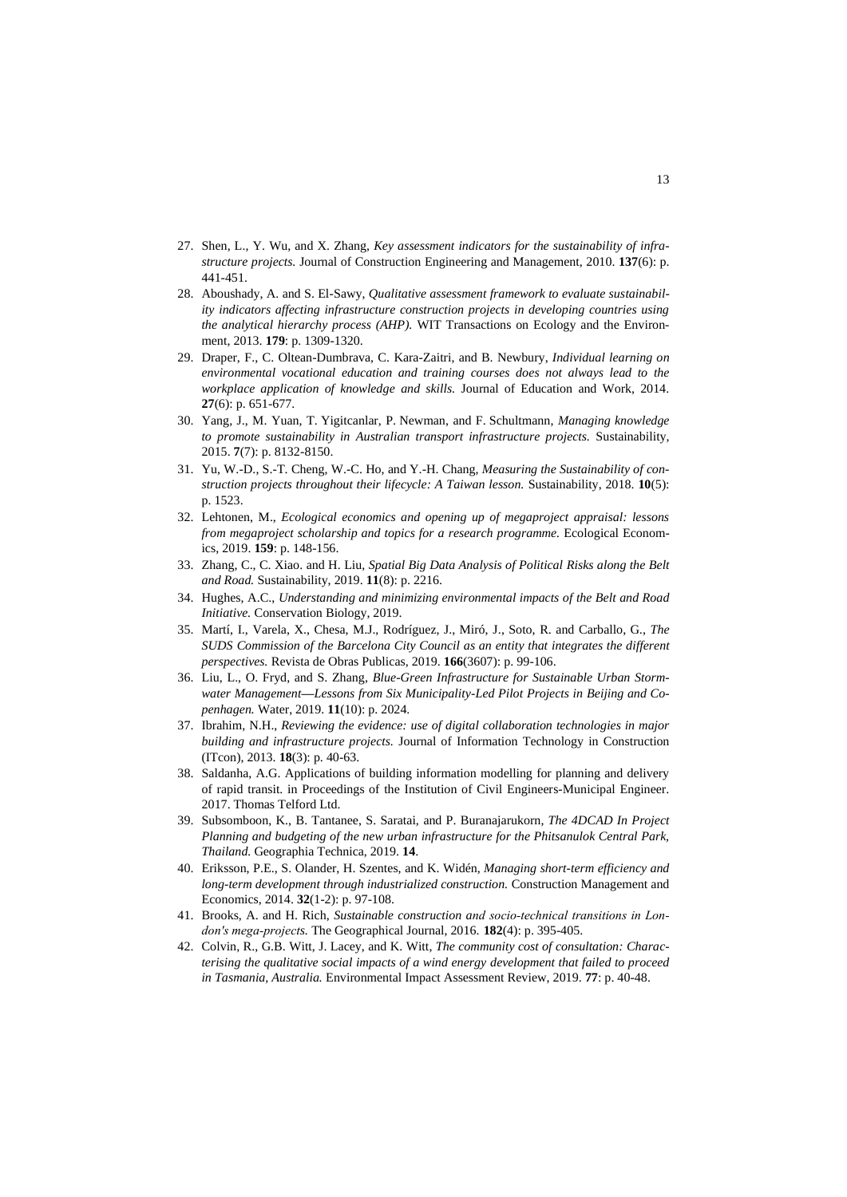27. Shen, L., Y. Wu, and X. Zhang, *Key assessment indicators for the sustainability of infrastructure projects.* Journal of Construction Engineering and Management, 2010. **137**(6): p. 441-451.
28. Aboushady, A. and S. El-Sawy, *Qualitative assessment framework to evaluate sustainability indicators affecting infrastructure construction projects in developing countries using the analytical hierarchy process (AHP).* WIT Transactions on Ecology and the Environment, 2013. **179**: p. 1309-1320.
29. Draper, F., C. Oltean-Dumbrava, C. Kara-Zaitri, and B. Newbury, *Individual learning on environmental vocational education and training courses does not always lead to the workplace application of knowledge and skills.* Journal of Education and Work, 2014. **27**(6): p. 651-677.
30. Yang, J., M. Yuan, T. Yigitcanlar, P. Newman, and F. Schultmann, *Managing knowledge to promote sustainability in Australian transport infrastructure projects.* Sustainability, 2015. **7**(7): p. 8132-8150.
31. Yu, W.-D., S.-T. Cheng, W.-C. Ho, and Y.-H. Chang, *Measuring the Sustainability of construction projects throughout their lifecycle: A Taiwan lesson.* Sustainability, 2018. **10**(5): p. 1523.
32. Lehtonen, M., *Ecological economics and opening up of megaproject appraisal: lessons from megaproject scholarship and topics for a research programme.* Ecological Economics, 2019. **159**: p. 148-156.
33. Zhang, C., C. Xiao. and H. Liu, *Spatial Big Data Analysis of Political Risks along the Belt and Road.* Sustainability, 2019. **11**(8): p. 2216.
34. Hughes, A.C., *Understanding and minimizing environmental impacts of the Belt and Road Initiative.* Conservation Biology, 2019.
35. Martí, I., Varela, X., Chesa, M.J., Rodríguez, J., Miró, J., Soto, R. and Carballo, G., *The SUDS Commission of the Barcelona City Council as an entity that integrates the different perspectives.* Revista de Obras Publicas, 2019. **166**(3607): p. 99-106.
36. Liu, L., O. Fryd, and S. Zhang, *Blue-Green Infrastructure for Sustainable Urban Stormwater Management—Lessons from Six Municipality-Led Pilot Projects in Beijing and Copenhagen.* Water, 2019. **11**(10): p. 2024.
37. Ibrahim, N.H., *Reviewing the evidence: use of digital collaboration technologies in major building and infrastructure projects.* Journal of Information Technology in Construction (ITcon), 2013. **18**(3): p. 40-63.
38. Saldanha, A.G. Applications of building information modelling for planning and delivery of rapid transit. in Proceedings of the Institution of Civil Engineers-Municipal Engineer. 2017. Thomas Telford Ltd.
39. Subsomboon, K., B. Tantanee, S. Saratai, and P. Buranajarukorn, *The 4DCAD In Project Planning and budgeting of the new urban infrastructure for the Phitsanulok Central Park, Thailand.* Geographia Technica, 2019. **14**.
40. Eriksson, P.E., S. Olander, H. Szentes, and K. Widén, *Managing short-term efficiency and long-term development through industrialized construction.* Construction Management and Economics, 2014. **32**(1-2): p. 97-108.
41. Brooks, A. and H. Rich, *Sustainable construction and socio-technical transitions in London's mega-projects.* The Geographical Journal, 2016. **182**(4): p. 395-405.
42. Colvin, R., G.B. Witt, J. Lacey, and K. Witt, *The community cost of consultation: Characterising the qualitative social impacts of a wind energy development that failed to proceed in Tasmania, Australia.* Environmental Impact Assessment Review, 2019. **77**: p. 40-48.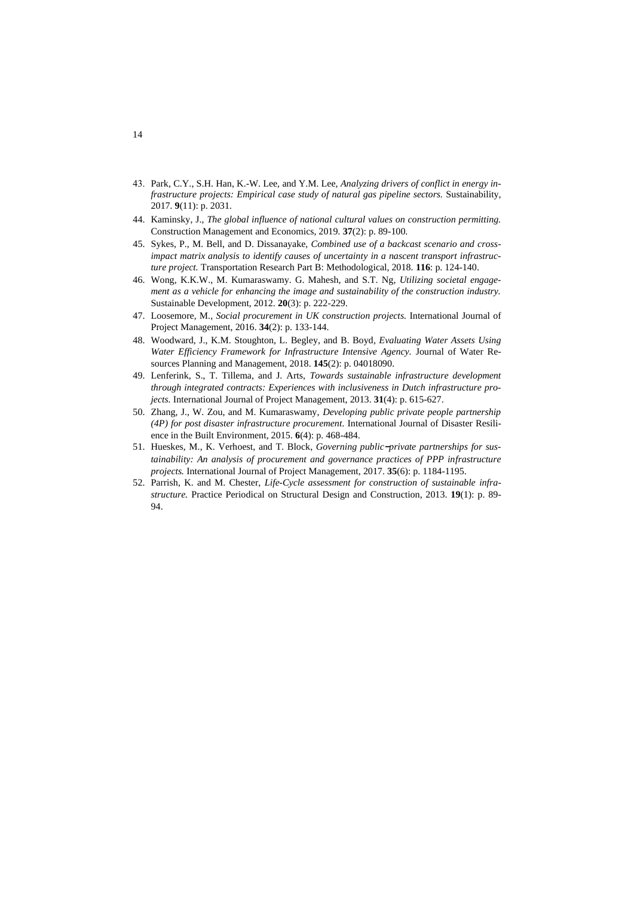43. Park, C.Y., S.H. Han, K.-W. Lee, and Y.M. Lee, *Analyzing drivers of conflict in energy infrastructure projects: Empirical case study of natural gas pipeline sectors.* Sustainability, 2017. **9**(11): p. 2031.
44. Kaminsky, J., *The global influence of national cultural values on construction permitting.* Construction Management and Economics, 2019. **37**(2): p. 89-100.
45. Sykes, P., M. Bell, and D. Dissanayake, *Combined use of a backcast scenario and cross-impact matrix analysis to identify causes of uncertainty in a nascent transport infrastructure project.* Transportation Research Part B: Methodological, 2018. **116**: p. 124-140.
46. Wong, K.K.W., M. Kumaraswamy. G. Mahesh, and S.T. Ng, *Utilizing societal engagement as a vehicle for enhancing the image and sustainability of the construction industry.* Sustainable Development, 2012. **20**(3): p. 222-229.
47. Loosemore, M., *Social procurement in UK construction projects.* International Journal of Project Management, 2016. **34**(2): p. 133-144.
48. Woodward, J., K.M. Stoughton, L. Begley, and B. Boyd, *Evaluating Water Assets Using Water Efficiency Framework for Infrastructure Intensive Agency.* Journal of Water Resources Planning and Management, 2018. **145**(2): p. 04018090.
49. Lenferink, S., T. Tillema, and J. Arts, *Towards sustainable infrastructure development through integrated contracts: Experiences with inclusiveness in Dutch infrastructure projects.* International Journal of Project Management, 2013. **31**(4): p. 615-627.
50. Zhang, J., W. Zou, and M. Kumaraswamy, *Developing public private people partnership (4P) for post disaster infrastructure procurement.* International Journal of Disaster Resilience in the Built Environment, 2015. **6**(4): p. 468-484.
51. Hueskes, M., K. Verhoest, and T. Block, *Governing public–private partnerships for sustainability: An analysis of procurement and governance practices of PPP infrastructure projects.* International Journal of Project Management, 2017. **35**(6): p. 1184-1195.
52. Parrish, K. and M. Chester, *Life-Cycle assessment for construction of sustainable infrastructure.* Practice Periodical on Structural Design and Construction, 2013. **19**(1): p. 89-94.